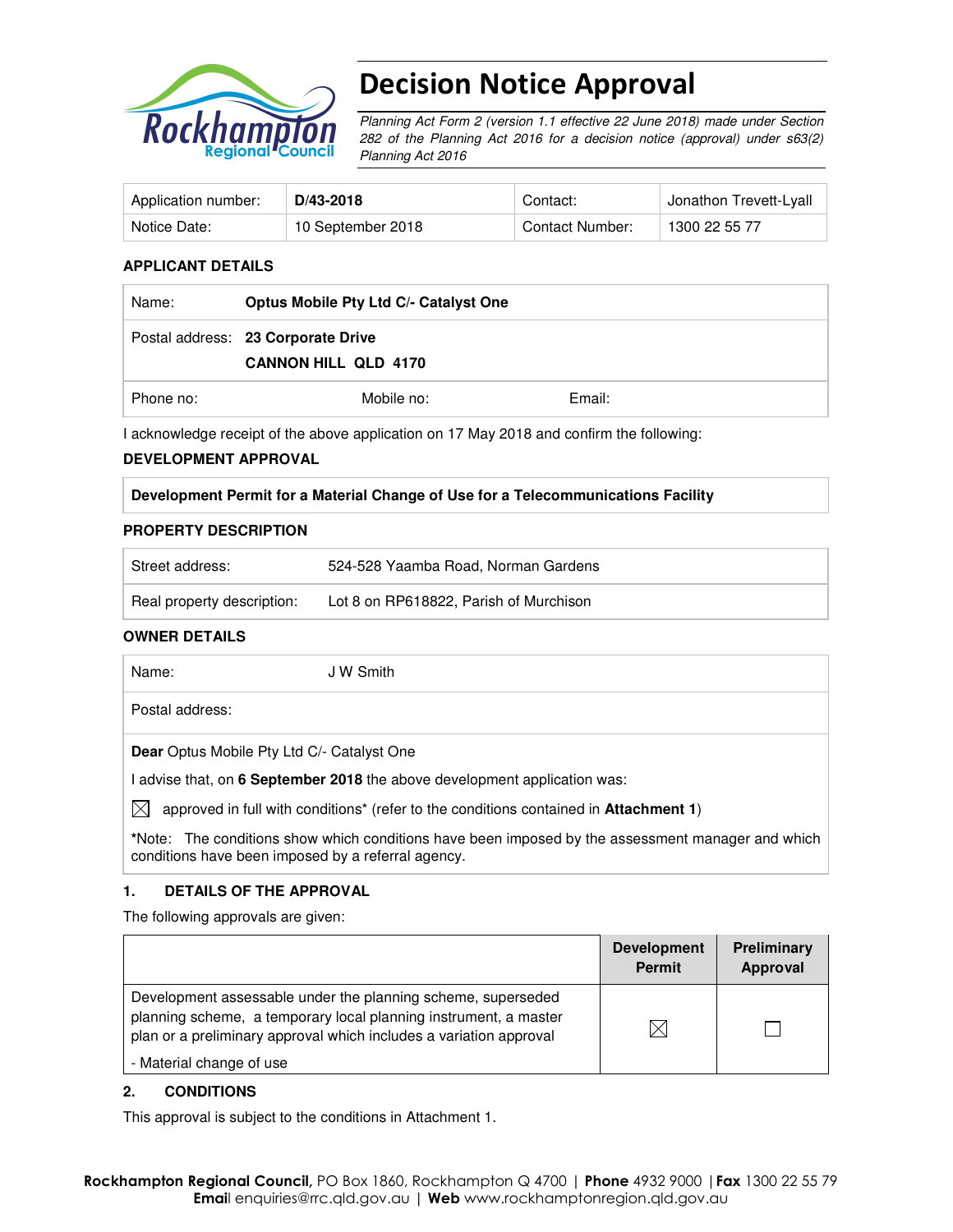# Decision Notice Approval

*Planning Act Form 2 (version 1.1 effective 22 June 2018) made under Section 282 of the Planning Act 2016 for a decision notice (approval) under s63(2) Planning Act 2016*

| Application number: | **D/43-2018** | Contact: | Jonathon Trevett-Lyall |
|---|---|---|---|
| Notice Date: | 10 September 2018 | Contact Number: | 1300 22 55 77 |

**APPLICANT DETAILS**

| | | |
|---|---|---|
| Name: **Optus Mobile Pty Ltd C/- Catalyst One** | | |
| Postal address: **23 Corporate Drive CANNON HILL QLD 4170** | | |
| Phone no: | Mobile no: | Email: |

I acknowledge receipt of the above application on 17 May 2018 and confirm the following:

**DEVELOPMENT APPROVAL**

**Development Permit for a Material Change of Use for a Telecommunications Facility**

**PROPERTY DESCRIPTION**

| | |
|---|---|
| Street address: | 524-528 Yaamba Road, Norman Gardens |
| Real property description: | Lot 8 on RP618822, Parish of Murchison |

**OWNER DETAILS**

| | |
|---|---|
| Name: | J W Smith |
| Postal address: | |

**Dear** Optus Mobile Pty Ltd C/- Catalyst One

I advise that, on **6 September 2018** the above development application was:

☒ approved in full with conditions* (refer to the conditions contained in **Attachment 1**)

***Note:** The conditions show which conditions have been imposed by the assessment manager and which conditions have been imposed by a referral agency.

**1. DETAILS OF THE APPROVAL**

The following approvals are given:

| | Development Permit | Preliminary Approval |
|---|---|---|
| Development assessable under the planning scheme, superseded planning scheme, a temporary local planning instrument, a master plan or a preliminary approval which includes a variation approval<br>- Material change of use | ☒ | ☐ |

**2. CONDITIONS**

This approval is subject to the conditions in Attachment 1.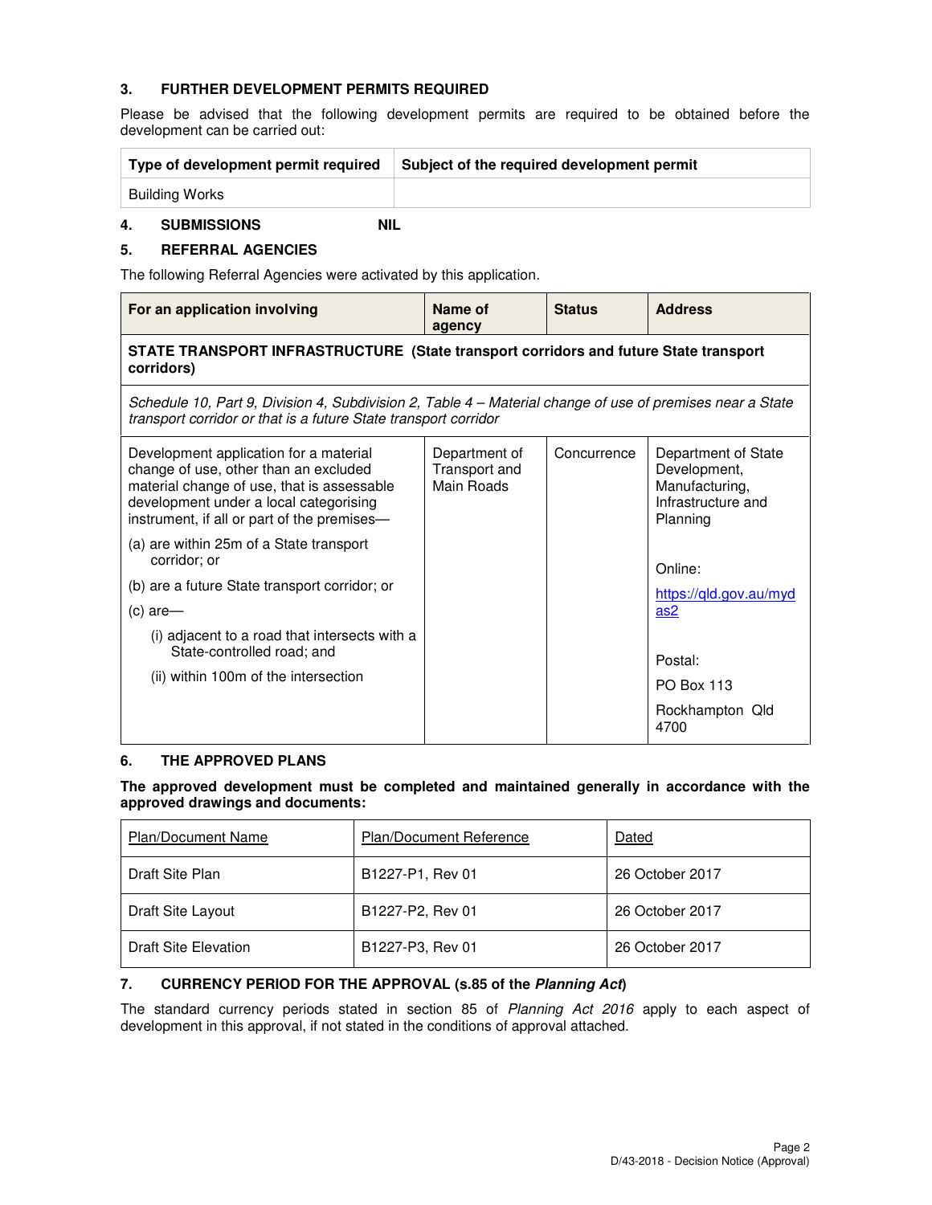### 3. FURTHER DEVELOPMENT PERMITS REQUIRED

Please be advised that the following development permits are required to be obtained before the development can be carried out:

| Type of development permit required | Subject of the required development permit |
|---|---|
| Building Works | |

### 4. SUBMISSIONS NIL

### 5. REFERRAL AGENCIES

The following Referral Agencies were activated by this application.

| For an application involving | Name of agency | Status | Address |
|---|---|---|---|
| **STATE TRANSPORT INFRASTRUCTURE (State transport corridors and future State transport corridors)** | | | |
| *Schedule 10, Part 9, Division 4, Subdivision 2, Table 4 – Material change of use of premises near a State transport corridor or that is a future State transport corridor* | | | |
| Development application for a material change of use, other than an excluded material change of use, that is assessable development under a local categorising instrument, if all or part of the premises—<br>(a) are within 25m of a State transport corridor; or<br>(b) are a future State transport corridor; or<br>(c) are—<br>(i) adjacent to a road that intersects with a State-controlled road; and<br>(ii) within 100m of the intersection | Department of Transport and Main Roads | Concurrence | Department of State Development, Manufacturing, Infrastructure and Planning<br><br>Online:<br>https://qld.gov.au/mydas2<br><br>Postal:<br>PO Box 113<br>Rockhampton Qld 4700 |

### 6. THE APPROVED PLANS

**The approved development must be completed and maintained generally in accordance with the approved drawings and documents:**

| Plan/Document Name | Plan/Document Reference | Dated |
|---|---|---|
| Draft Site Plan | B1227-P1, Rev 01 | 26 October 2017 |
| Draft Site Layout | B1227-P2, Rev 01 | 26 October 2017 |
| Draft Site Elevation | B1227-P3, Rev 01 | 26 October 2017 |

### 7. CURRENCY PERIOD FOR THE APPROVAL (s.85 of the *Planning Act*)

The standard currency periods stated in section 85 of *Planning Act 2016* apply to each aspect of development in this approval, if not stated in the conditions of approval attached.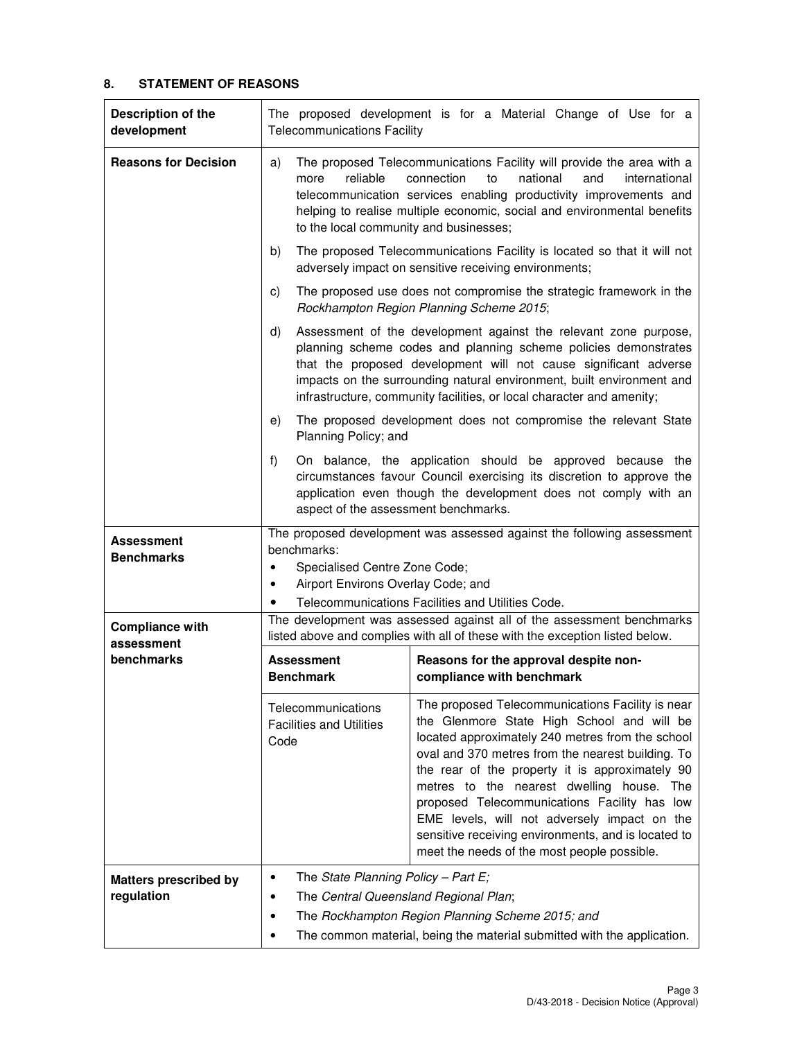## 8. STATEMENT OF REASONS

| **Description of the development** | The proposed development is for a Material Change of Use for a Telecommunications Facility | |
|---|---|---|
| **Reasons for Decision** | a) The proposed Telecommunications Facility will provide the area with a more reliable connection to national and international telecommunication services enabling productivity improvements and helping to realise multiple economic, social and environmental benefits to the local community and businesses;<br><br>b) The proposed Telecommunications Facility is located so that it will not adversely impact on sensitive receiving environments;<br><br>c) The proposed use does not compromise the strategic framework in the *Rockhampton Region Planning Scheme 2015*;<br><br>d) Assessment of the development against the relevant zone purpose, planning scheme codes and planning scheme policies demonstrates that the proposed development will not cause significant adverse impacts on the surrounding natural environment, built environment and infrastructure, community facilities, or local character and amenity;<br><br>e) The proposed development does not compromise the relevant State Planning Policy; and<br><br>f) On balance, the application should be approved because the circumstances favour Council exercising its discretion to approve the application even though the development does not comply with an aspect of the assessment benchmarks. | |
| **Assessment Benchmarks** | The proposed development was assessed against the following assessment benchmarks:<br>• Specialised Centre Zone Code;<br>• Airport Environs Overlay Code; and<br>• Telecommunications Facilities and Utilities Code. | |
| **Compliance with assessment benchmarks** | The development was assessed against all of the assessment benchmarks listed above and complies with all of these with the exception listed below. | |
| | **Assessment Benchmark** | **Reasons for the approval despite non-compliance with benchmark** |
| | Telecommunications Facilities and Utilities Code | The proposed Telecommunications Facility is near the Glenmore State High School and will be located approximately 240 metres from the school oval and 370 metres from the nearest building. To the rear of the property it is approximately 90 metres to the nearest dwelling house. The proposed Telecommunications Facility has low EME levels, will not adversely impact on the sensitive receiving environments, and is located to meet the needs of the most people possible. |
| **Matters prescribed by regulation** | • The *State Planning Policy – Part E;*<br>• The *Central Queensland Regional Plan*;<br>• The *Rockhampton Region Planning Scheme 2015; and*<br>• The common material, being the material submitted with the application. | |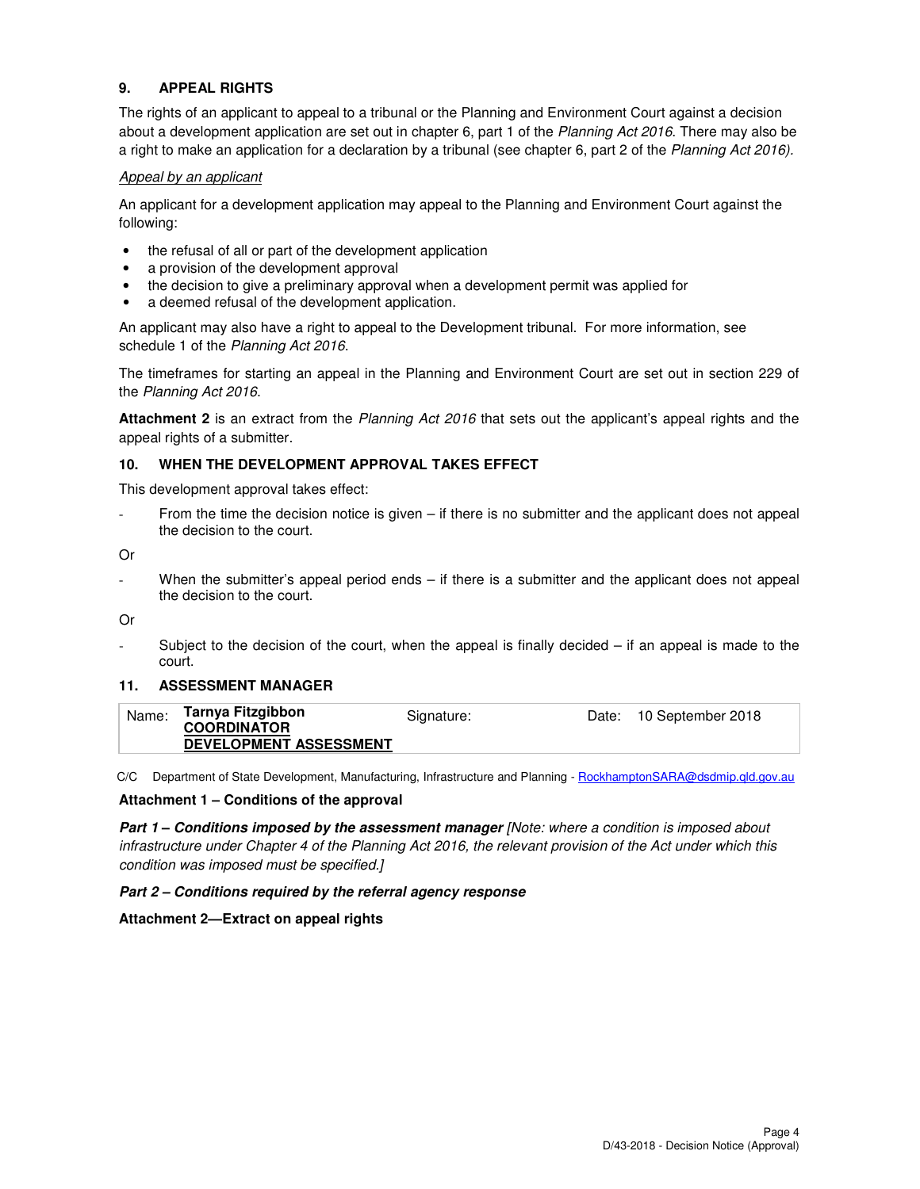## 9. APPEAL RIGHTS

The rights of an applicant to appeal to a tribunal or the Planning and Environment Court against a decision about a development application are set out in chapter 6, part 1 of the *Planning Act 2016*. There may also be a right to make an application for a declaration by a tribunal (see chapter 6, part 2 of the *Planning Act 2016).*

*Appeal by an applicant*

An applicant for a development application may appeal to the Planning and Environment Court against the following:

- the refusal of all or part of the development application
- a provision of the development approval
- the decision to give a preliminary approval when a development permit was applied for
- a deemed refusal of the development application.

An applicant may also have a right to appeal to the Development tribunal. For more information, see schedule 1 of the *Planning Act 2016*.

The timeframes for starting an appeal in the Planning and Environment Court are set out in section 229 of the *Planning Act 2016*.

**Attachment 2** is an extract from the *Planning Act 2016* that sets out the applicant's appeal rights and the appeal rights of a submitter.

## 10. WHEN THE DEVELOPMENT APPROVAL TAKES EFFECT

This development approval takes effect:

- From the time the decision notice is given – if there is no submitter and the applicant does not appeal the decision to the court.

Or

- When the submitter's appeal period ends – if there is a submitter and the applicant does not appeal the decision to the court.

Or

- Subject to the decision of the court, when the appeal is finally decided – if an appeal is made to the court.

## 11. ASSESSMENT MANAGER

| Name: | Tarnya Fitzgibbon<br>COORDINATOR<br>DEVELOPMENT ASSESSMENT | Signature: | Date: | 10 September 2018 |
|---|---|---|---|---|

C/C Department of State Development, Manufacturing, Infrastructure and Planning - RockhamptonSARA@dsdmip.qld.gov.au

**Attachment 1 – Conditions of the approval**

***Part 1 – Conditions imposed by the assessment manager*** *[Note: where a condition is imposed about infrastructure under Chapter 4 of the Planning Act 2016, the relevant provision of the Act under which this condition was imposed must be specified.]*

***Part 2 – Conditions required by the referral agency response***

**Attachment 2—Extract on appeal rights**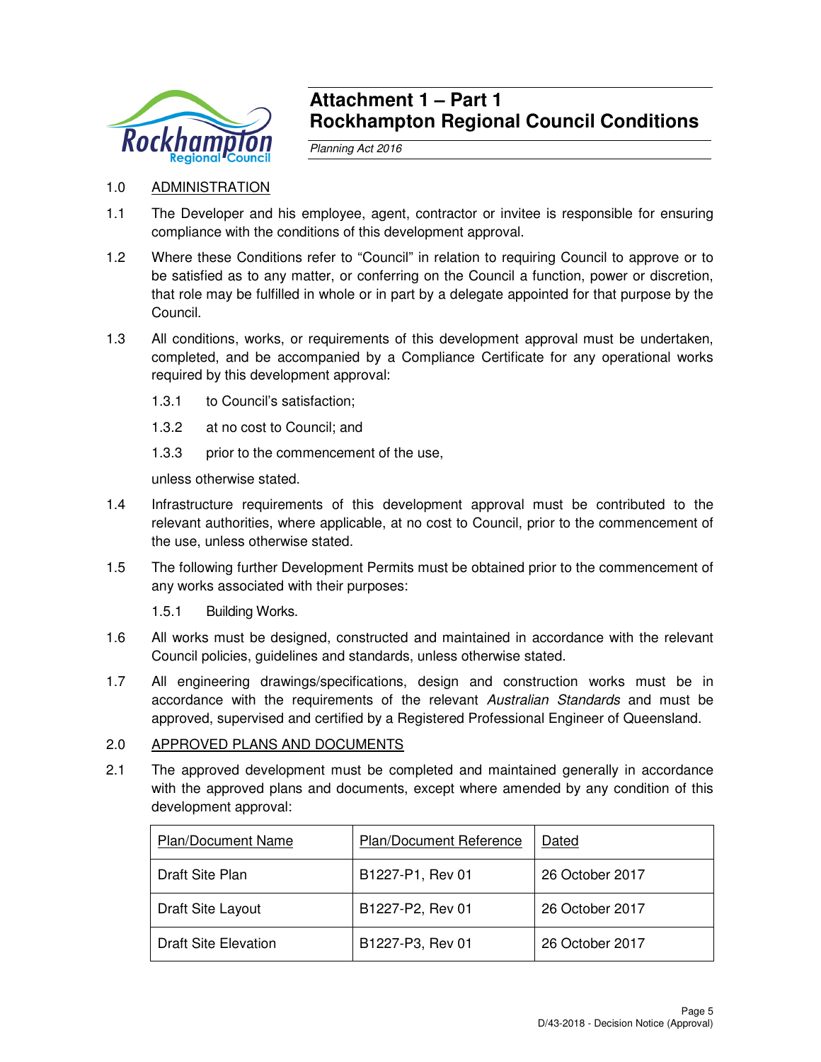# Attachment 1 – Part 1
# Rockhampton Regional Council Conditions

*Planning Act 2016*

1.0 ADMINISTRATION

1.1 The Developer and his employee, agent, contractor or invitee is responsible for ensuring compliance with the conditions of this development approval.

1.2 Where these Conditions refer to "Council" in relation to requiring Council to approve or to be satisfied as to any matter, or conferring on the Council a function, power or discretion, that role may be fulfilled in whole or in part by a delegate appointed for that purpose by the Council.

1.3 All conditions, works, or requirements of this development approval must be undertaken, completed, and be accompanied by a Compliance Certificate for any operational works required by this development approval:

1.3.1 to Council's satisfaction;

1.3.2 at no cost to Council; and

1.3.3 prior to the commencement of the use,

unless otherwise stated.

1.4 Infrastructure requirements of this development approval must be contributed to the relevant authorities, where applicable, at no cost to Council, prior to the commencement of the use, unless otherwise stated.

1.5 The following further Development Permits must be obtained prior to the commencement of any works associated with their purposes:

1.5.1 Building Works.

1.6 All works must be designed, constructed and maintained in accordance with the relevant Council policies, guidelines and standards, unless otherwise stated.

1.7 All engineering drawings/specifications, design and construction works must be in accordance with the requirements of the relevant *Australian Standards* and must be approved, supervised and certified by a Registered Professional Engineer of Queensland.

2.0 APPROVED PLANS AND DOCUMENTS

2.1 The approved development must be completed and maintained generally in accordance with the approved plans and documents, except where amended by any condition of this development approval:

| Plan/Document Name | Plan/Document Reference | Dated |
|---|---|---|
| Draft Site Plan | B1227-P1, Rev 01 | 26 October 2017 |
| Draft Site Layout | B1227-P2, Rev 01 | 26 October 2017 |
| Draft Site Elevation | B1227-P3, Rev 01 | 26 October 2017 |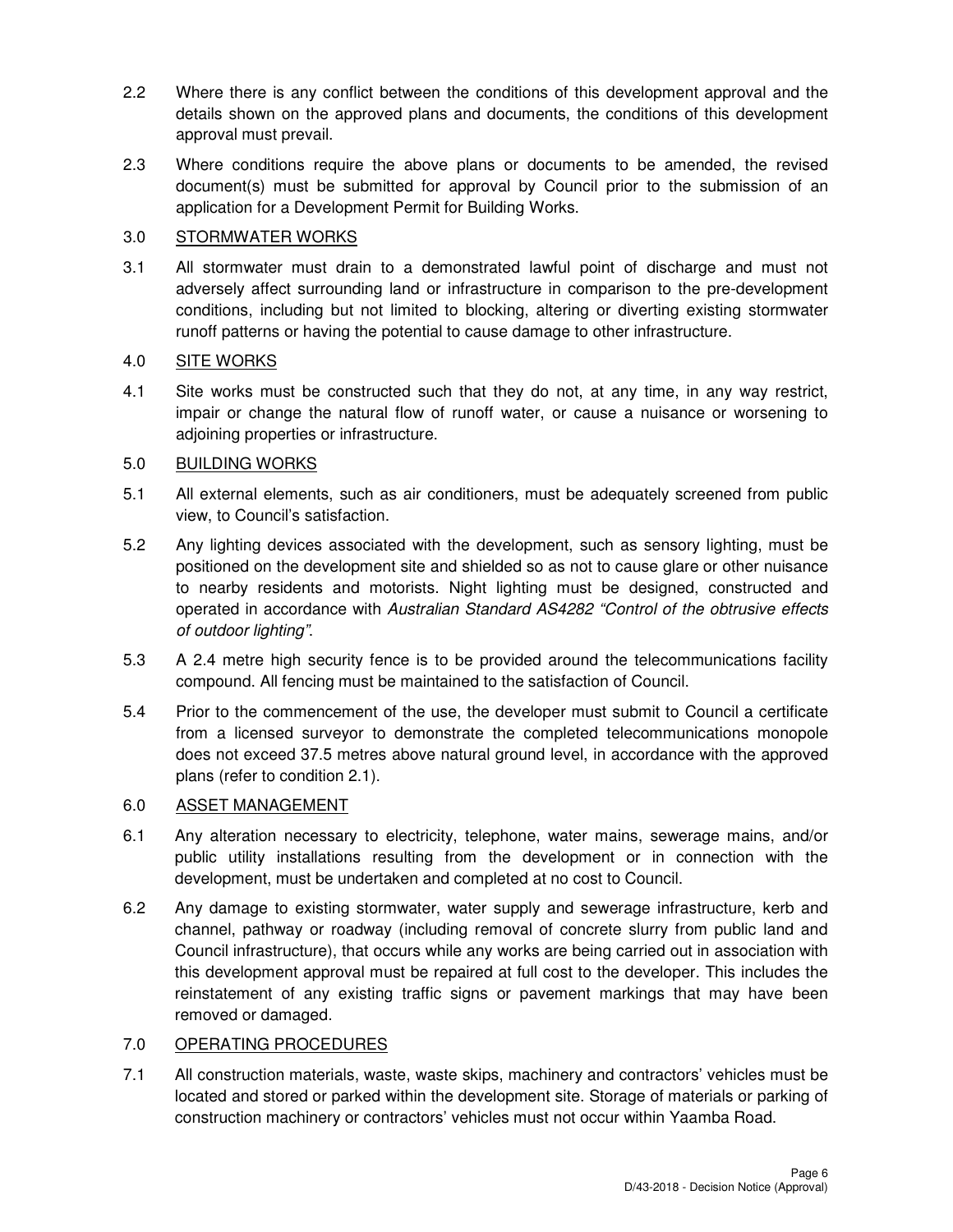2.2 Where there is any conflict between the conditions of this development approval and the details shown on the approved plans and documents, the conditions of this development approval must prevail.

2.3 Where conditions require the above plans or documents to be amended, the revised document(s) must be submitted for approval by Council prior to the submission of an application for a Development Permit for Building Works.

## 3.0 STORMWATER WORKS

3.1 All stormwater must drain to a demonstrated lawful point of discharge and must not adversely affect surrounding land or infrastructure in comparison to the pre-development conditions, including but not limited to blocking, altering or diverting existing stormwater runoff patterns or having the potential to cause damage to other infrastructure.

## 4.0 SITE WORKS

4.1 Site works must be constructed such that they do not, at any time, in any way restrict, impair or change the natural flow of runoff water, or cause a nuisance or worsening to adjoining properties or infrastructure.

## 5.0 BUILDING WORKS

5.1 All external elements, such as air conditioners, must be adequately screened from public view, to Council's satisfaction.

5.2 Any lighting devices associated with the development, such as sensory lighting, must be positioned on the development site and shielded so as not to cause glare or other nuisance to nearby residents and motorists. Night lighting must be designed, constructed and operated in accordance with *Australian Standard AS4282 "Control of the obtrusive effects of outdoor lighting"*.

5.3 A 2.4 metre high security fence is to be provided around the telecommunications facility compound. All fencing must be maintained to the satisfaction of Council.

5.4 Prior to the commencement of the use, the developer must submit to Council a certificate from a licensed surveyor to demonstrate the completed telecommunications monopole does not exceed 37.5 metres above natural ground level, in accordance with the approved plans (refer to condition 2.1).

## 6.0 ASSET MANAGEMENT

6.1 Any alteration necessary to electricity, telephone, water mains, sewerage mains, and/or public utility installations resulting from the development or in connection with the development, must be undertaken and completed at no cost to Council.

6.2 Any damage to existing stormwater, water supply and sewerage infrastructure, kerb and channel, pathway or roadway (including removal of concrete slurry from public land and Council infrastructure), that occurs while any works are being carried out in association with this development approval must be repaired at full cost to the developer. This includes the reinstatement of any existing traffic signs or pavement markings that may have been removed or damaged.

## 7.0 OPERATING PROCEDURES

7.1 All construction materials, waste, waste skips, machinery and contractors' vehicles must be located and stored or parked within the development site. Storage of materials or parking of construction machinery or contractors' vehicles must not occur within Yaamba Road.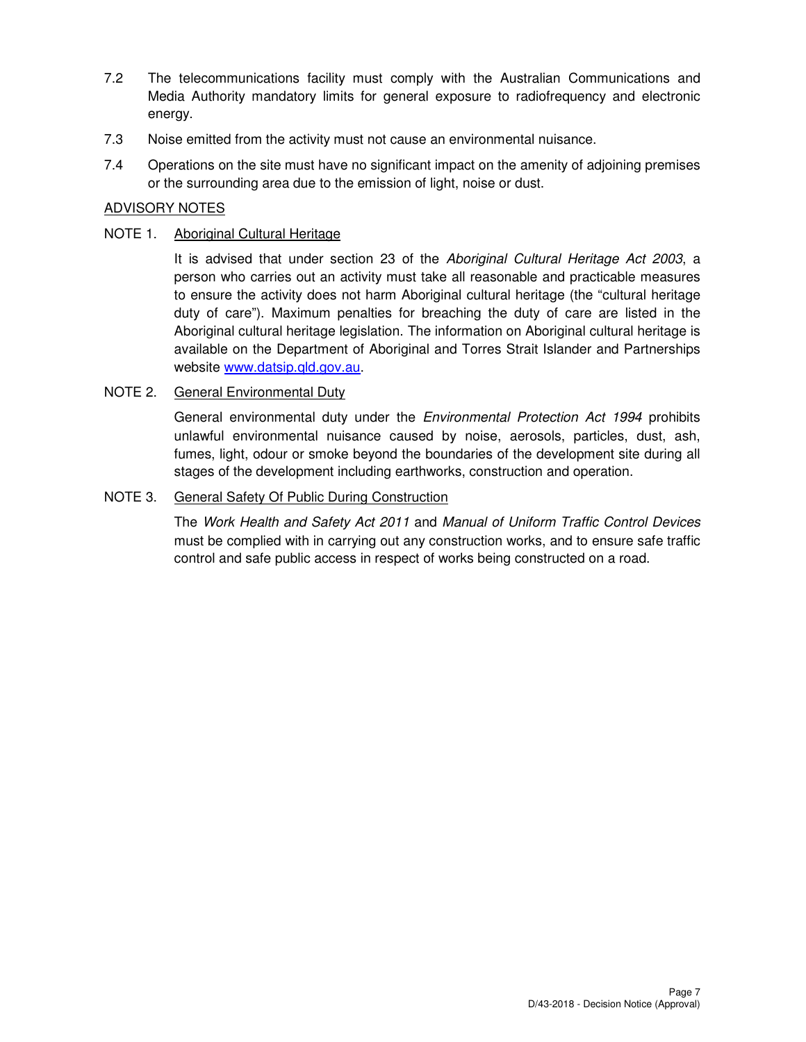7.2 The telecommunications facility must comply with the Australian Communications and Media Authority mandatory limits for general exposure to radiofrequency and electronic energy.

7.3 Noise emitted from the activity must not cause an environmental nuisance.

7.4 Operations on the site must have no significant impact on the amenity of adjoining premises or the surrounding area due to the emission of light, noise or dust.

## ADVISORY NOTES

NOTE 1. Aboriginal Cultural Heritage

It is advised that under section 23 of the *Aboriginal Cultural Heritage Act 2003*, a person who carries out an activity must take all reasonable and practicable measures to ensure the activity does not harm Aboriginal cultural heritage (the "cultural heritage duty of care"). Maximum penalties for breaching the duty of care are listed in the Aboriginal cultural heritage legislation. The information on Aboriginal cultural heritage is available on the Department of Aboriginal and Torres Strait Islander and Partnerships website www.datsip.qld.gov.au.

NOTE 2. General Environmental Duty

General environmental duty under the *Environmental Protection Act 1994* prohibits unlawful environmental nuisance caused by noise, aerosols, particles, dust, ash, fumes, light, odour or smoke beyond the boundaries of the development site during all stages of the development including earthworks, construction and operation.

NOTE 3. General Safety Of Public During Construction

The *Work Health and Safety Act 2011* and *Manual of Uniform Traffic Control Devices* must be complied with in carrying out any construction works, and to ensure safe traffic control and safe public access in respect of works being constructed on a road.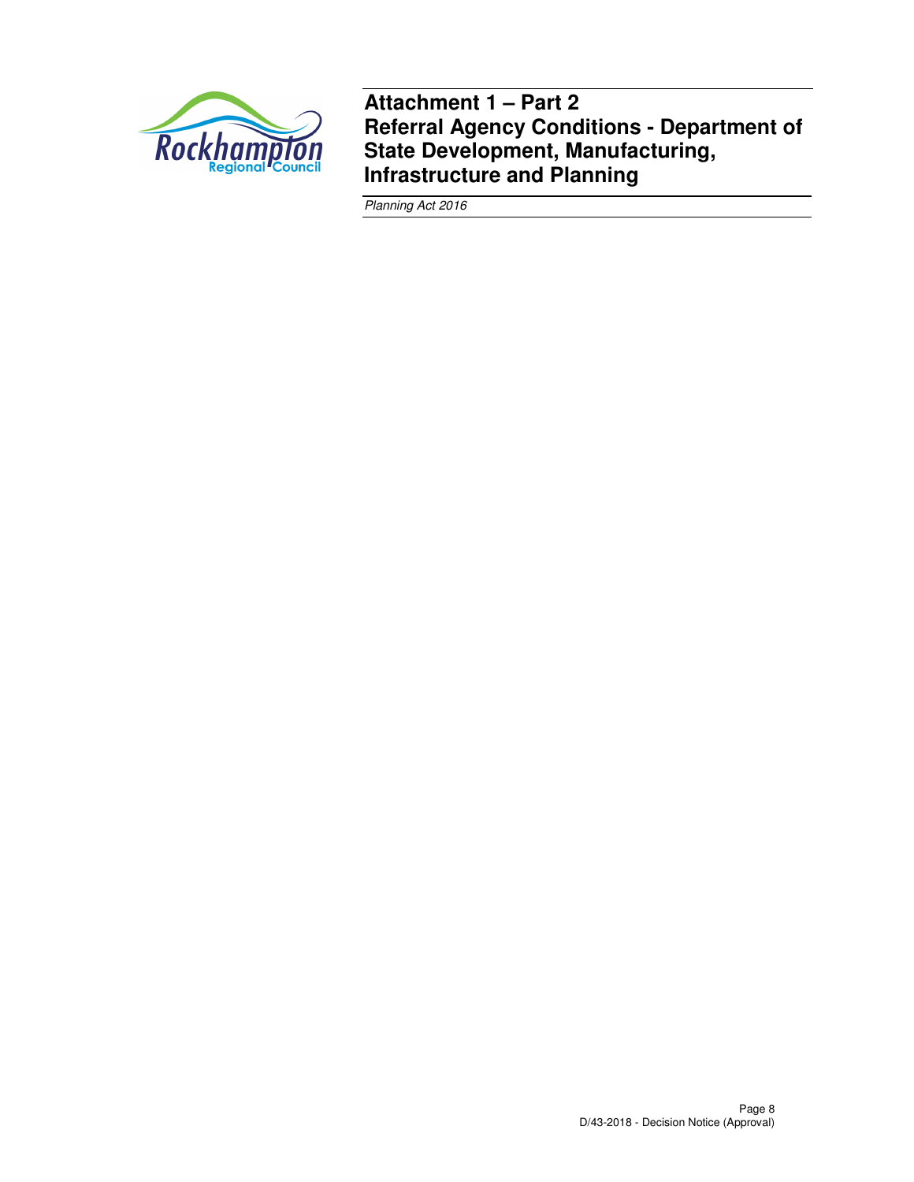# Attachment 1 – Part 2
# Referral Agency Conditions - Department of State Development, Manufacturing, Infrastructure and Planning

*Planning Act 2016*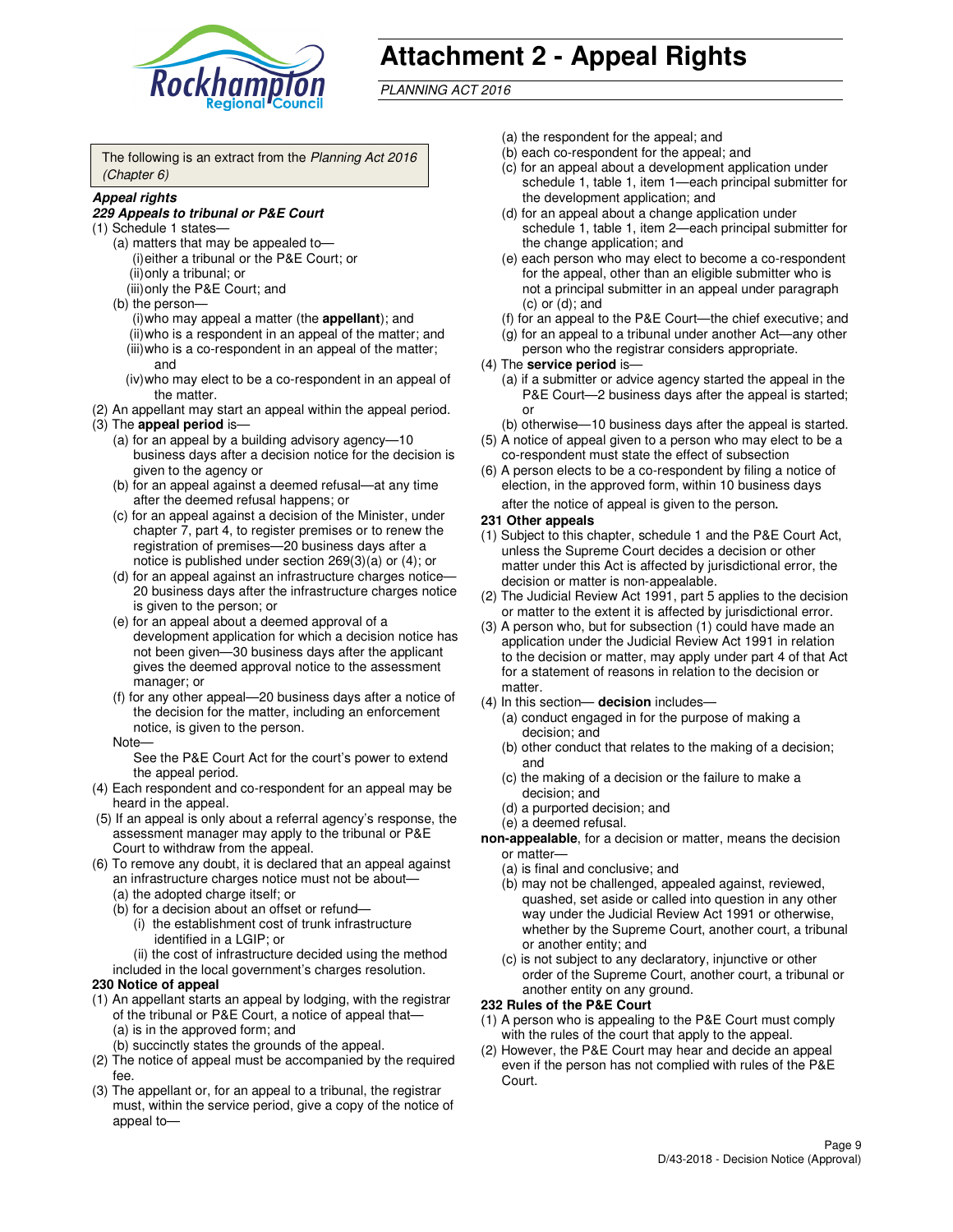# Attachment 2 - Appeal Rights

*PLANNING ACT 2016*

The following is an extract from the *Planning Act 2016 (Chapter 6)*

***Appeal rights***

***229 Appeals to tribunal or P&E Court***

(1) Schedule 1 states—

(a) matters that may be appealed to—

(i) either a tribunal or the P&E Court; or

(ii) only a tribunal; or

(iii) only the P&E Court; and

(b) the person—

(i) who may appeal a matter (the **appellant**); and

(ii) who is a respondent in an appeal of the matter; and

(iii) who is a co-respondent in an appeal of the matter; and

(iv) who may elect to be a co-respondent in an appeal of the matter.

(2) An appellant may start an appeal within the appeal period.

(3) The **appeal period** is—

(a) for an appeal by a building advisory agency—10 business days after a decision notice for the decision is given to the agency or

(b) for an appeal against a deemed refusal—at any time after the deemed refusal happens; or

(c) for an appeal against a decision of the Minister, under chapter 7, part 4, to register premises or to renew the registration of premises—20 business days after a notice is published under section 269(3)(a) or (4); or

(d) for an appeal against an infrastructure charges notice—20 business days after the infrastructure charges notice is given to the person; or

(e) for an appeal about a deemed approval of a development application for which a decision notice has not been given—30 business days after the applicant gives the deemed approval notice to the assessment manager; or

(f) for any other appeal—20 business days after a notice of the decision for the matter, including an enforcement notice, is given to the person.

Note—

See the P&E Court Act for the court's power to extend the appeal period.

(4) Each respondent and co-respondent for an appeal may be heard in the appeal.

(5) If an appeal is only about a referral agency's response, the assessment manager may apply to the tribunal or P&E Court to withdraw from the appeal.

(6) To remove any doubt, it is declared that an appeal against an infrastructure charges notice must not be about—

(a) the adopted charge itself; or

(b) for a decision about an offset or refund—

(i) the establishment cost of trunk infrastructure identified in a LGIP; or

(ii) the cost of infrastructure decided using the method included in the local government's charges resolution.

**230 Notice of appeal**

(1) An appellant starts an appeal by lodging, with the registrar of the tribunal or P&E Court, a notice of appeal that—

(a) is in the approved form; and

(b) succinctly states the grounds of the appeal.

(2) The notice of appeal must be accompanied by the required fee.

(3) The appellant or, for an appeal to a tribunal, the registrar must, within the service period, give a copy of the notice of appeal to—

(a) the respondent for the appeal; and

(b) each co-respondent for the appeal; and

(c) for an appeal about a development application under schedule 1, table 1, item 1—each principal submitter for the development application; and

(d) for an appeal about a change application under schedule 1, table 1, item 2—each principal submitter for the change application; and

(e) each person who may elect to become a co-respondent for the appeal, other than an eligible submitter who is not a principal submitter in an appeal under paragraph (c) or (d); and

(f) for an appeal to the P&E Court—the chief executive; and

(g) for an appeal to a tribunal under another Act—any other person who the registrar considers appropriate.

(4) The **service period** is—

(a) if a submitter or advice agency started the appeal in the P&E Court—2 business days after the appeal is started; or

(b) otherwise—10 business days after the appeal is started.

(5) A notice of appeal given to a person who may elect to be a co-respondent must state the effect of subsection

(6) A person elects to be a co-respondent by filing a notice of election, in the approved form, within 10 business days after the notice of appeal is given to the person.

**231 Other appeals**

(1) Subject to this chapter, schedule 1 and the P&E Court Act, unless the Supreme Court decides a decision or other matter under this Act is affected by jurisdictional error, the decision or matter is non-appealable.

(2) The Judicial Review Act 1991, part 5 applies to the decision or matter to the extent it is affected by jurisdictional error.

(3) A person who, but for subsection (1) could have made an application under the Judicial Review Act 1991 in relation to the decision or matter, may apply under part 4 of that Act for a statement of reasons in relation to the decision or matter.

(4) In this section— **decision** includes—

(a) conduct engaged in for the purpose of making a decision; and

(b) other conduct that relates to the making of a decision; and

(c) the making of a decision or the failure to make a decision; and

(d) a purported decision; and

(e) a deemed refusal.

**non-appealable**, for a decision or matter, means the decision or matter—

(a) is final and conclusive; and

(b) may not be challenged, appealed against, reviewed, quashed, set aside or called into question in any other way under the Judicial Review Act 1991 or otherwise, whether by the Supreme Court, another court, a tribunal or another entity; and

(c) is not subject to any declaratory, injunctive or other order of the Supreme Court, another court, a tribunal or another entity on any ground.

**232 Rules of the P&E Court**

(1) A person who is appealing to the P&E Court must comply with the rules of the court that apply to the appeal.

(2) However, the P&E Court may hear and decide an appeal even if the person has not complied with rules of the P&E Court.

D/43-2018 - Decision Notice (Approval)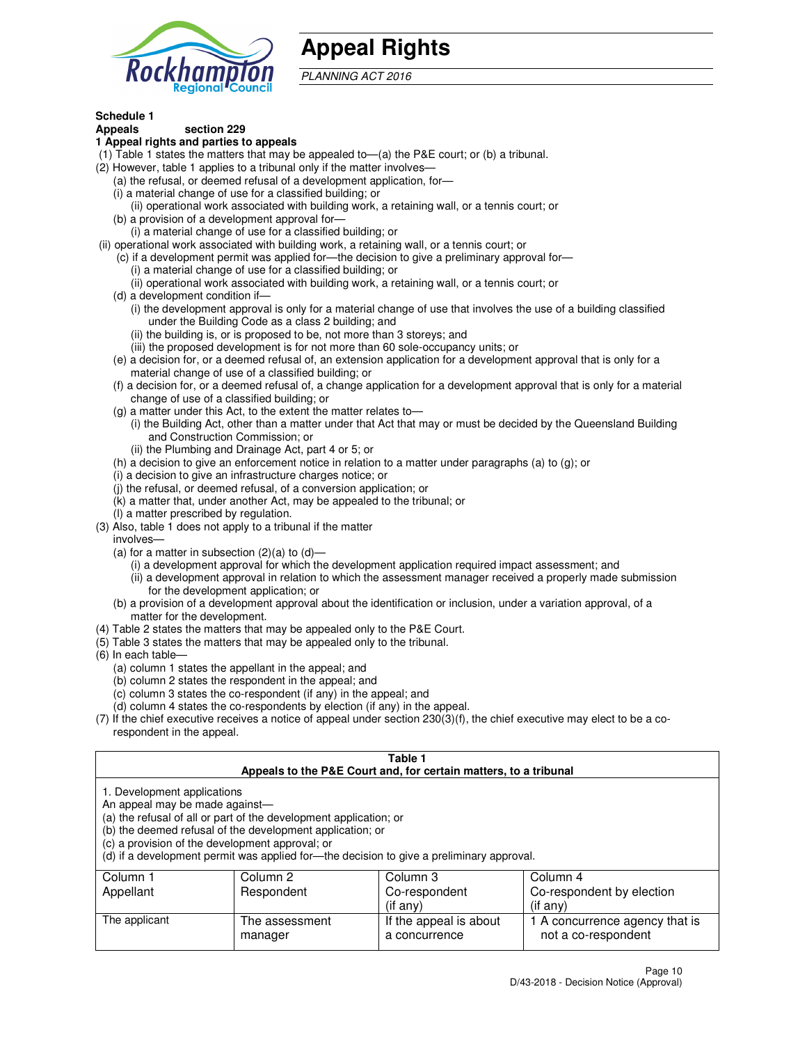# Appeal Rights

*PLANNING ACT 2016*

**Schedule 1**
**Appeals section 229**
**1 Appeal rights and parties to appeals**

(1) Table 1 states the matters that may be appealed to—(a) the P&E court; or (b) a tribunal.
(2) However, table 1 applies to a tribunal only if the matter involves—
 (a) the refusal, or deemed refusal of a development application, for—
 (i) a material change of use for a classified building; or
  (ii) operational work associated with building work, a retaining wall, or a tennis court; or
 (b) a provision of a development approval for—
  (i) a material change of use for a classified building; or
 (ii) operational work associated with building work, a retaining wall, or a tennis court; or
 (c) if a development permit was applied for—the decision to give a preliminary approval for—
  (i) a material change of use for a classified building; or
  (ii) operational work associated with building work, a retaining wall, or a tennis court; or
 (d) a development condition if—
  (i) the development approval is only for a material change of use that involves the use of a building classified under the Building Code as a class 2 building; and
  (ii) the building is, or is proposed to be, not more than 3 storeys; and
  (iii) the proposed development is for not more than 60 sole-occupancy units; or
 (e) a decision for, or a deemed refusal of, an extension application for a development approval that is only for a material change of use of a classified building; or
 (f) a decision for, or a deemed refusal of, a change application for a development approval that is only for a material change of use of a classified building; or
 (g) a matter under this Act, to the extent the matter relates to—
  (i) the Building Act, other than a matter under that Act that may or must be decided by the Queensland Building and Construction Commission; or
  (ii) the Plumbing and Drainage Act, part 4 or 5; or
 (h) a decision to give an enforcement notice in relation to a matter under paragraphs (a) to (g); or
 (i) a decision to give an infrastructure charges notice; or
 (j) the refusal, or deemed refusal, of a conversion application; or
 (k) a matter that, under another Act, may be appealed to the tribunal; or
 (l) a matter prescribed by regulation.
(3) Also, table 1 does not apply to a tribunal if the matter involves—
 (a) for a matter in subsection (2)(a) to (d)—
  (i) a development approval for which the development application required impact assessment; and
  (ii) a development approval in relation to which the assessment manager received a properly made submission for the development application; or
 (b) a provision of a development approval about the identification or inclusion, under a variation approval, of a matter for the development.
(4) Table 2 states the matters that may be appealed only to the P&E Court.
(5) Table 3 states the matters that may be appealed only to the tribunal.
(6) In each table—
 (a) column 1 states the appellant in the appeal; and
 (b) column 2 states the respondent in the appeal; and
 (c) column 3 states the co-respondent (if any) in the appeal; and
 (d) column 4 states the co-respondents by election (if any) in the appeal.
(7) If the chief executive receives a notice of appeal under section 230(3)(f), the chief executive may elect to be a co-respondent in the appeal.

**Table 1**
**Appeals to the P&E Court and, for certain matters, to a tribunal**

1. Development applications
An appeal may be made against—
(a) the refusal of all or part of the development application; or
(b) the deemed refusal of the development application; or
(c) a provision of the development approval; or
(d) if a development permit was applied for—the decision to give a preliminary approval.

| Column 1<br>Appellant | Column 2<br>Respondent | Column 3<br>Co-respondent<br>(if any) | Column 4<br>Co-respondent by election<br>(if any) |
|---|---|---|---|
| The applicant | The assessment manager | If the appeal is about a concurrence | 1 A concurrence agency that is not a co-respondent |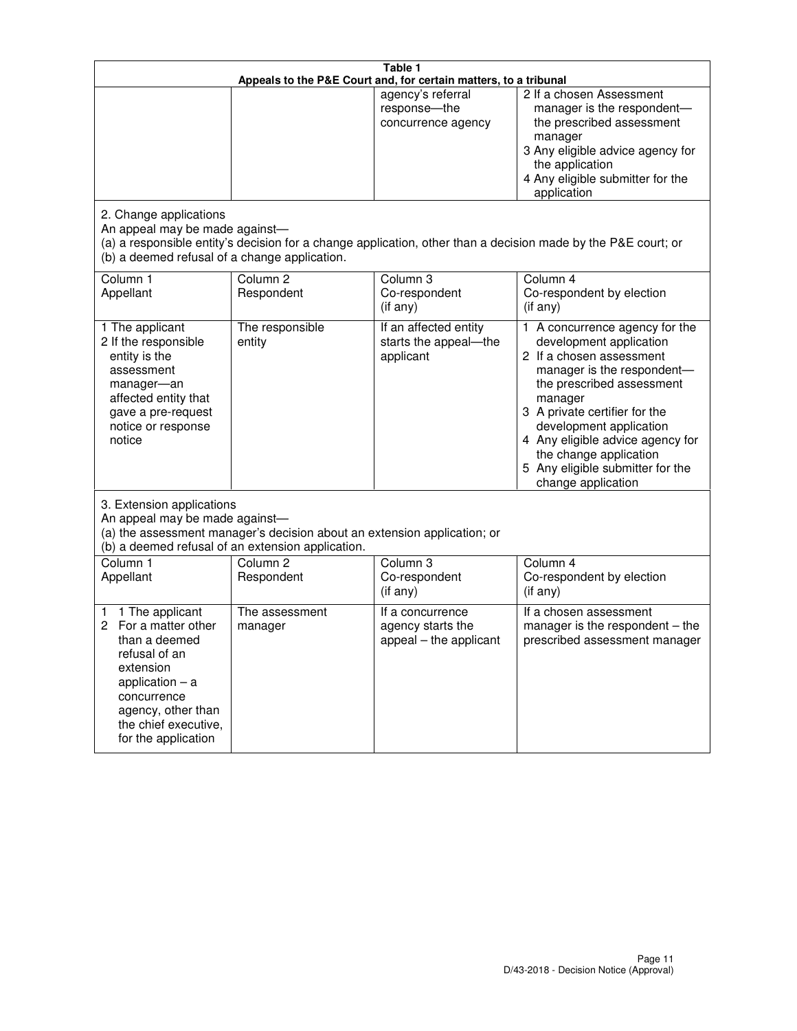| Table 1 | | | |
|---|---|---|---|
| Appeals to the P&E Court and, for certain matters, to a tribunal | | | |
| | | agency's referral response—the concurrence agency | 2 If a chosen Assessment manager is the respondent—the prescribed assessment manager<br>3 Any eligible advice agency for the application<br>4 Any eligible submitter for the application |
| 2. Change applications<br>An appeal may be made against—<br>(a) a responsible entity's decision for a change application, other than a decision made by the P&E court; or<br>(b) a deemed refusal of a change application. | | | |
| Column 1<br>Appellant | Column 2<br>Respondent | Column 3<br>Co-respondent<br>(if any) | Column 4<br>Co-respondent by election<br>(if any) |
| 1 The applicant<br>2 If the responsible entity is the assessment manager—an affected entity that gave a pre-request notice or response notice | The responsible entity | If an affected entity starts the appeal—the applicant | 1 A concurrence agency for the development application<br>2 If a chosen assessment manager is the respondent—the prescribed assessment manager<br>3 A private certifier for the development application<br>4 Any eligible advice agency for the change application<br>5 Any eligible submitter for the change application |
| 3. Extension applications<br>An appeal may be made against—<br>(a) the assessment manager's decision about an extension application; or<br>(b) a deemed refusal of an extension application. | | | |
| Column 1<br>Appellant | Column 2<br>Respondent | Column 3<br>Co-respondent<br>(if any) | Column 4<br>Co-respondent by election<br>(if any) |
| 1 1 The applicant<br>2 For a matter other than a deemed refusal of an extension application – a concurrence agency, other than the chief executive, for the application | The assessment manager | If a concurrence agency starts the appeal – the applicant | If a chosen assessment manager is the respondent – the prescribed assessment manager |

D/43-2018 - Decision Notice (Approval)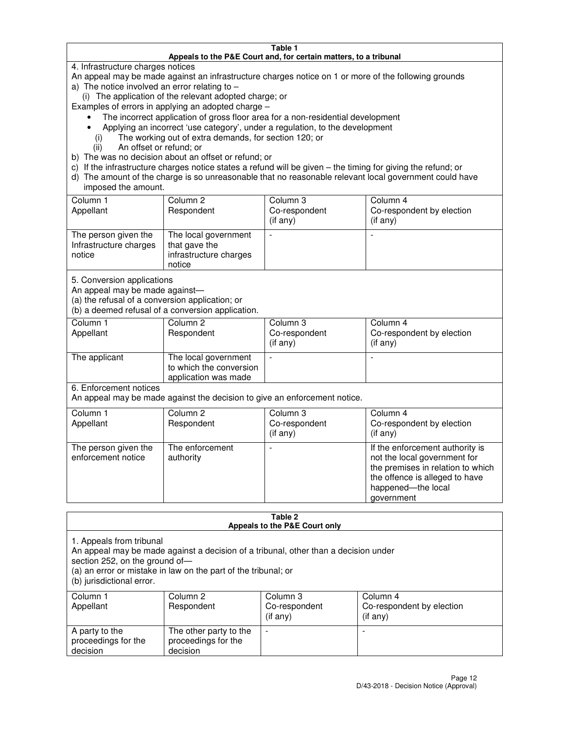**Table 1**
**Appeals to the P&E Court and, for certain matters, to a tribunal**

4. Infrastructure charges notices

An appeal may be made against an infrastructure charges notice on 1 or more of the following grounds

a) The notice involved an error relating to –
   (i) The application of the relevant adopted charge; or

Examples of errors in applying an adopted charge –

- The incorrect application of gross floor area for a non-residential development
- Applying an incorrect 'use category', under a regulation, to the development

   (i) The working out of extra demands, for section 120; or
   (ii) An offset or refund; or

b) The was no decision about an offset or refund; or
c) If the infrastructure charges notice states a refund will be given – the timing for giving the refund; or
d) The amount of the charge is so unreasonable that no reasonable relevant local government could have imposed the amount.

| Column 1 Appellant | Column 2 Respondent | Column 3 Co-respondent (if any) | Column 4 Co-respondent by election (if any) |
|---|---|---|---|
| The person given the Infrastructure charges notice | The local government that gave the infrastructure charges notice | - | - |

5. Conversion applications

An appeal may be made against—
(a) the refusal of a conversion application; or
(b) a deemed refusal of a conversion application.

| Column 1 Appellant | Column 2 Respondent | Column 3 Co-respondent (if any) | Column 4 Co-respondent by election (if any) |
|---|---|---|---|
| The applicant | The local government to which the conversion application was made | - | - |

6. Enforcement notices

An appeal may be made against the decision to give an enforcement notice.

| Column 1 Appellant | Column 2 Respondent | Column 3 Co-respondent (if any) | Column 4 Co-respondent by election (if any) |
|---|---|---|---|
| The person given the enforcement notice | The enforcement authority | - | If the enforcement authority is not the local government for the premises in relation to which the offence is alleged to have happened—the local government |

**Table 2**
**Appeals to the P&E Court only**

1. Appeals from tribunal

An appeal may be made against a decision of a tribunal, other than a decision under section 252, on the ground of—
(a) an error or mistake in law on the part of the tribunal; or
(b) jurisdictional error.

| Column 1 Appellant | Column 2 Respondent | Column 3 Co-respondent (if any) | Column 4 Co-respondent by election (if any) |
|---|---|---|---|
| A party to the proceedings for the decision | The other party to the proceedings for the decision | - | - |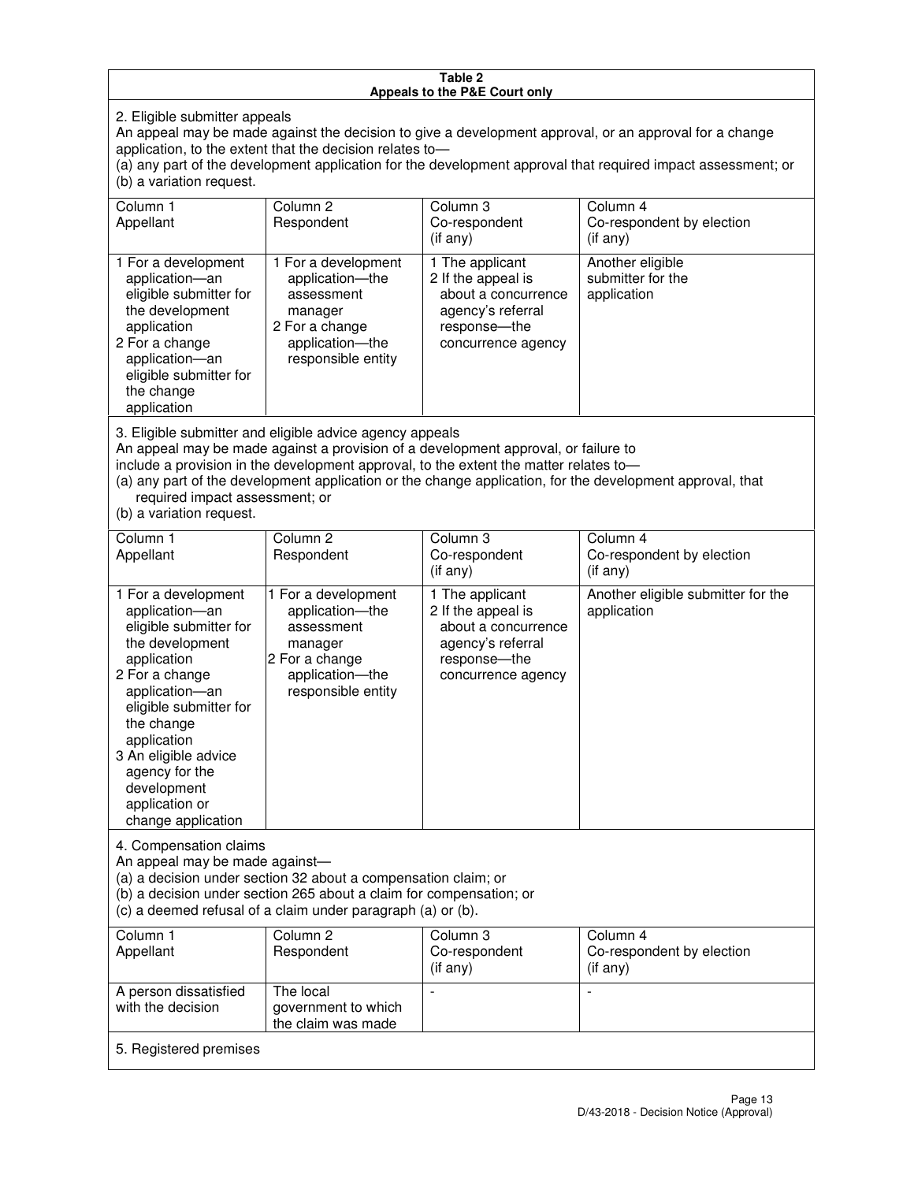**Table 2**
**Appeals to the P&E Court only**

2. Eligible submitter appeals

An appeal may be made against the decision to give a development approval, or an approval for a change application, to the extent that the decision relates to—

(a) any part of the development application for the development approval that required impact assessment; or
(b) a variation request.

| Column 1<br>Appellant | Column 2<br>Respondent | Column 3<br>Co-respondent<br>(if any) | Column 4<br>Co-respondent by election<br>(if any) |
|---|---|---|---|
| 1 For a development application—an eligible submitter for the development application<br>2 For a change application—an eligible submitter for the change application | 1 For a development application—the assessment manager<br>2 For a change application—the responsible entity | 1 The applicant<br>2 If the appeal is about a concurrence agency's referral response—the concurrence agency | Another eligible submitter for the application |

3. Eligible submitter and eligible advice agency appeals

An appeal may be made against a provision of a development approval, or failure to include a provision in the development approval, to the extent the matter relates to—

(a) any part of the development application or the change application, for the development approval, that required impact assessment; or
(b) a variation request.

| Column 1<br>Appellant | Column 2<br>Respondent | Column 3<br>Co-respondent<br>(if any) | Column 4<br>Co-respondent by election<br>(if any) |
|---|---|---|---|
| 1 For a development application—an eligible submitter for the development application<br>2 For a change application—an eligible submitter for the change application<br>3 An eligible advice agency for the development application or change application | 1 For a development application—the assessment manager<br>2 For a change application—the responsible entity | 1 The applicant<br>2 If the appeal is about a concurrence agency's referral response—the concurrence agency | Another eligible submitter for the application |

4. Compensation claims

An appeal may be made against—

(a) a decision under section 32 about a compensation claim; or
(b) a decision under section 265 about a claim for compensation; or
(c) a deemed refusal of a claim under paragraph (a) or (b).

| Column 1<br>Appellant | Column 2<br>Respondent | Column 3<br>Co-respondent<br>(if any) | Column 4<br>Co-respondent by election<br>(if any) |
|---|---|---|---|
| A person dissatisfied with the decision | The local government to which the claim was made | - | - |

5. Registered premises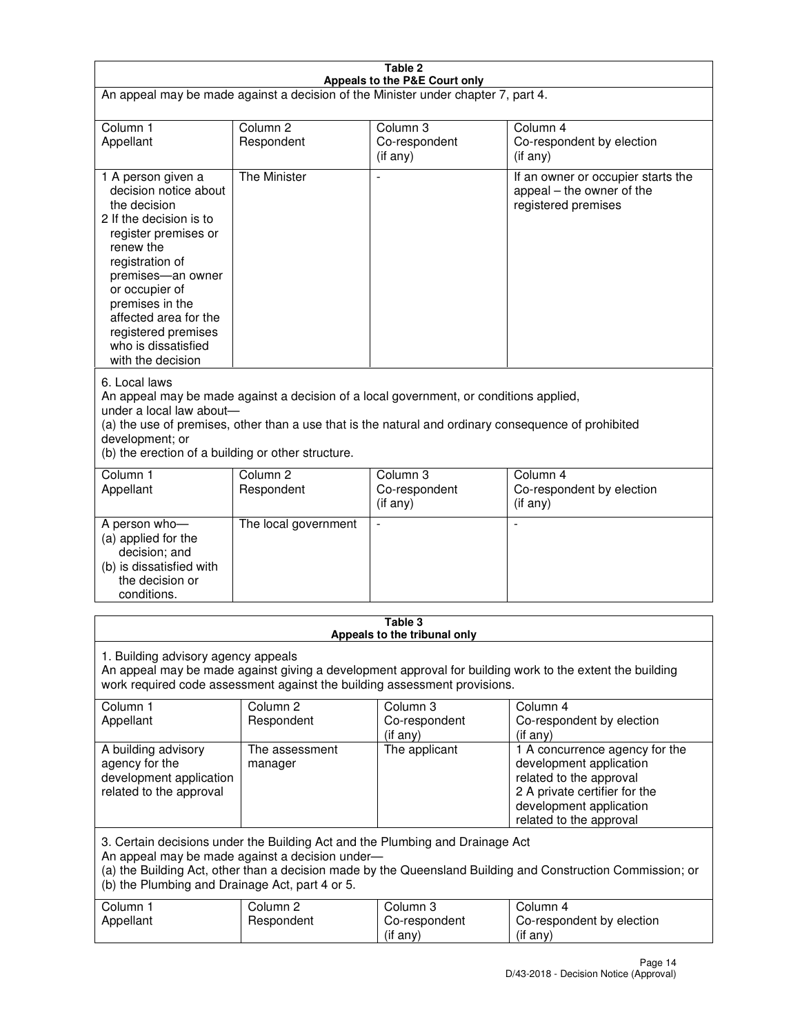| **Table 2**<br>**Appeals to the P&E Court only** | | | |
|---|---|---|---|
| An appeal may be made against a decision of the Minister under chapter 7, part 4. | | | |
| Column 1<br>Appellant | Column 2<br>Respondent | Column 3<br>Co-respondent<br>(if any) | Column 4<br>Co-respondent by election<br>(if any) |
| 1 A person given a decision notice about the decision<br>2 If the decision is to register premises or renew the registration of premises—an owner or occupier of premises in the affected area for the registered premises who is dissatisfied with the decision | The Minister | - | If an owner or occupier starts the appeal – the owner of the registered premises |
| 6. Local laws<br>An appeal may be made against a decision of a local government, or conditions applied, under a local law about—<br>(a) the use of premises, other than a use that is the natural and ordinary consequence of prohibited development; or<br>(b) the erection of a building or other structure. | | | |
| Column 1<br>Appellant | Column 2<br>Respondent | Column 3<br>Co-respondent<br>(if any) | Column 4<br>Co-respondent by election<br>(if any) |
| A person who—<br>(a) applied for the decision; and<br>(b) is dissatisfied with the decision or conditions. | The local government | - | - |

| **Table 3**<br>**Appeals to the tribunal only** | | | |
|---|---|---|---|
| 1. Building advisory agency appeals<br>An appeal may be made against giving a development approval for building work to the extent the building work required code assessment against the building assessment provisions. | | | |
| Column 1<br>Appellant | Column 2<br>Respondent | Column 3<br>Co-respondent<br>(if any) | Column 4<br>Co-respondent by election<br>(if any) |
| A building advisory agency for the development application related to the approval | The assessment manager | The applicant | 1 A concurrence agency for the development application related to the approval<br>2 A private certifier for the development application related to the approval |
| 3. Certain decisions under the Building Act and the Plumbing and Drainage Act<br>An appeal may be made against a decision under—<br>(a) the Building Act, other than a decision made by the Queensland Building and Construction Commission; or<br>(b) the Plumbing and Drainage Act, part 4 or 5. | | | |
| Column 1<br>Appellant | Column 2<br>Respondent | Column 3<br>Co-respondent<br>(if any) | Column 4<br>Co-respondent by election<br>(if any) |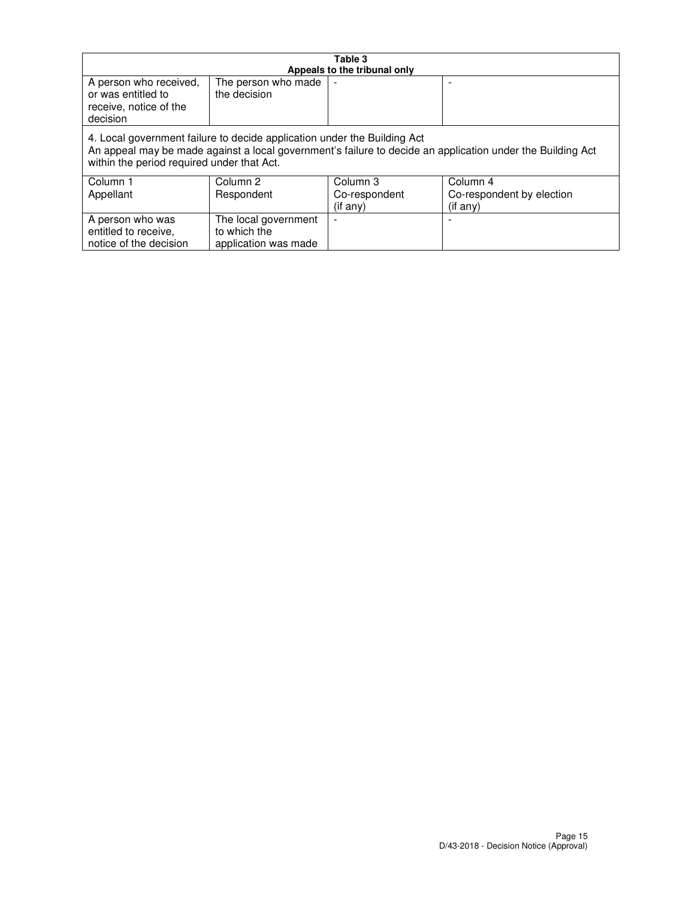| Table 3<br>Appeals to the tribunal only | | | |
|---|---|---|---|
| A person who received, or was entitled to receive, notice of the decision | The person who made the decision | - | - |
| 4. Local government failure to decide application under the Building Act<br>An appeal may be made against a local government's failure to decide an application under the Building Act within the period required under that Act. | | | |
| Column 1<br>Appellant | Column 2<br>Respondent | Column 3<br>Co-respondent<br>(if any) | Column 4<br>Co-respondent by election<br>(if any) |
| A person who was entitled to receive, notice of the decision | The local government to which the application was made | - | - |